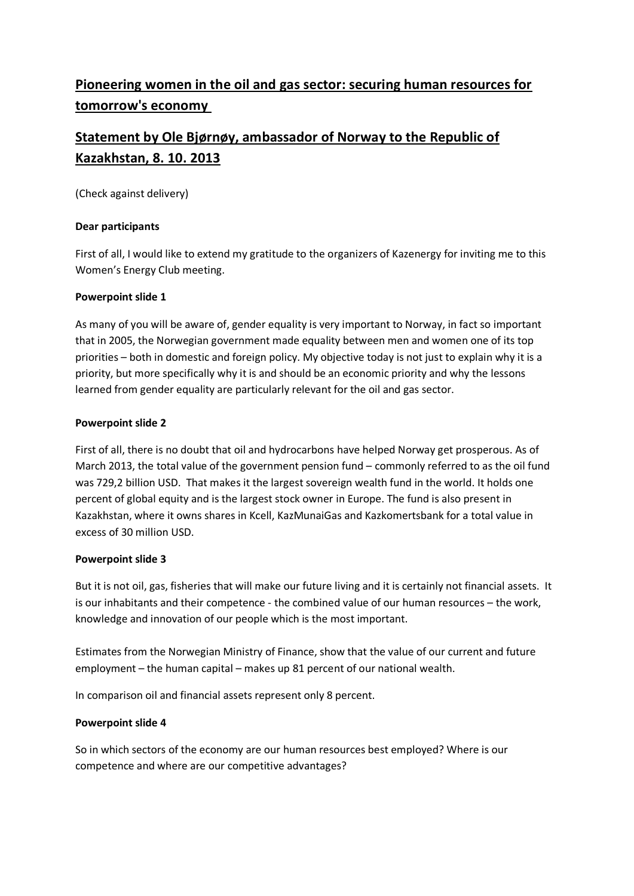# Pioneering women in the oil and gas sector: securing human resources for tomorrow's economy

# Statement by Ole Bjørnøy, ambassador of Norway to the Republic of Kazakhstan, 8. 10. 2013

(Check against delivery)

**Dear participants**

First of all, I would like to extend my gratitude to the organizers of Kazenergy for inviting me to this Women's Energy Club meeting.

**Powerpoint slide 1**

As many of you will be aware of, gender equality is very important to Norway, in fact so important that in 2005, the Norwegian government made equality between men and women one of its top priorities – both in domestic and foreign policy. My objective today is not just to explain why it is a priority, but more specifically why it is and should be an economic priority and why the lessons learned from gender equality are particularly relevant for the oil and gas sector.

**Powerpoint slide 2**

First of all, there is no doubt that oil and hydrocarbons have helped Norway get prosperous. As of March 2013, the total value of the government pension fund – commonly referred to as the oil fund was 729,2 billion USD. That makes it the largest sovereign wealth fund in the world. It holds one percent of global equity and is the largest stock owner in Europe. The fund is also present in Kazakhstan, where it owns shares in Kcell, KazMunaiGas and Kazkomertsbank for a total value in excess of 30 million USD.

**Powerpoint slide 3**

But it is not oil, gas, fisheries that will make our future living and it is certainly not financial assets. It is our inhabitants and their competence - the combined value of our human resources – the work, knowledge and innovation of our people which is the most important.

Estimates from the Norwegian Ministry of Finance, show that the value of our current and future employment – the human capital – makes up 81 percent of our national wealth.

In comparison oil and financial assets represent only 8 percent.

**Powerpoint slide 4**

So in which sectors of the economy are our human resources best employed? Where is our competence and where are our competitive advantages?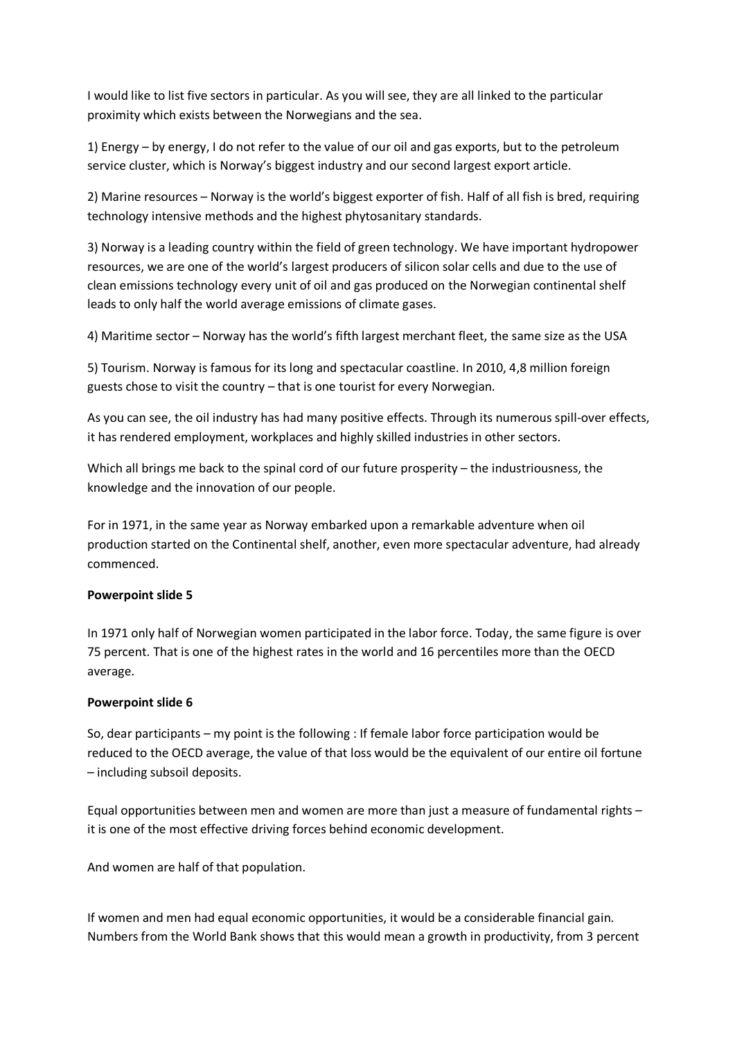I would like to list five sectors in particular. As you will see, they are all linked to the particular proximity which exists between the Norwegians and the sea.

1) Energy – by energy, I do not refer to the value of our oil and gas exports, but to the petroleum service cluster, which is Norway's biggest industry and our second largest export article.

2) Marine resources – Norway is the world's biggest exporter of fish. Half of all fish is bred, requiring technology intensive methods and the highest phytosanitary standards.

3) Norway is a leading country within the field of green technology. We have important hydropower resources, we are one of the world's largest producers of silicon solar cells and due to the use of clean emissions technology every unit of oil and gas produced on the Norwegian continental shelf leads to only half the world average emissions of climate gases.

4) Maritime sector – Norway has the world's fifth largest merchant fleet, the same size as the USA

5) Tourism. Norway is famous for its long and spectacular coastline. In 2010, 4,8 million foreign guests chose to visit the country – that is one tourist for every Norwegian.

As you can see, the oil industry has had many positive effects. Through its numerous spill-over effects, it has rendered employment, workplaces and highly skilled industries in other sectors.

Which all brings me back to the spinal cord of our future prosperity – the industriousness, the knowledge and the innovation of our people.

For in 1971, in the same year as Norway embarked upon a remarkable adventure when oil production started on the Continental shelf, another, even more spectacular adventure, had already commenced.

**Powerpoint slide 5**

In 1971 only half of Norwegian women participated in the labor force. Today, the same figure is over 75 percent. That is one of the highest rates in the world and 16 percentiles more than the OECD average.

**Powerpoint slide 6**

So, dear participants – my point is the following : If female labor force participation would be reduced to the OECD average, the value of that loss would be the equivalent of our entire oil fortune – including subsoil deposits.

Equal opportunities between men and women are more than just a measure of fundamental rights – it is one of the most effective driving forces behind economic development.

And women are half of that population.

If women and men had equal economic opportunities, it would be a considerable financial gain. Numbers from the World Bank shows that this would mean a growth in productivity, from 3 percent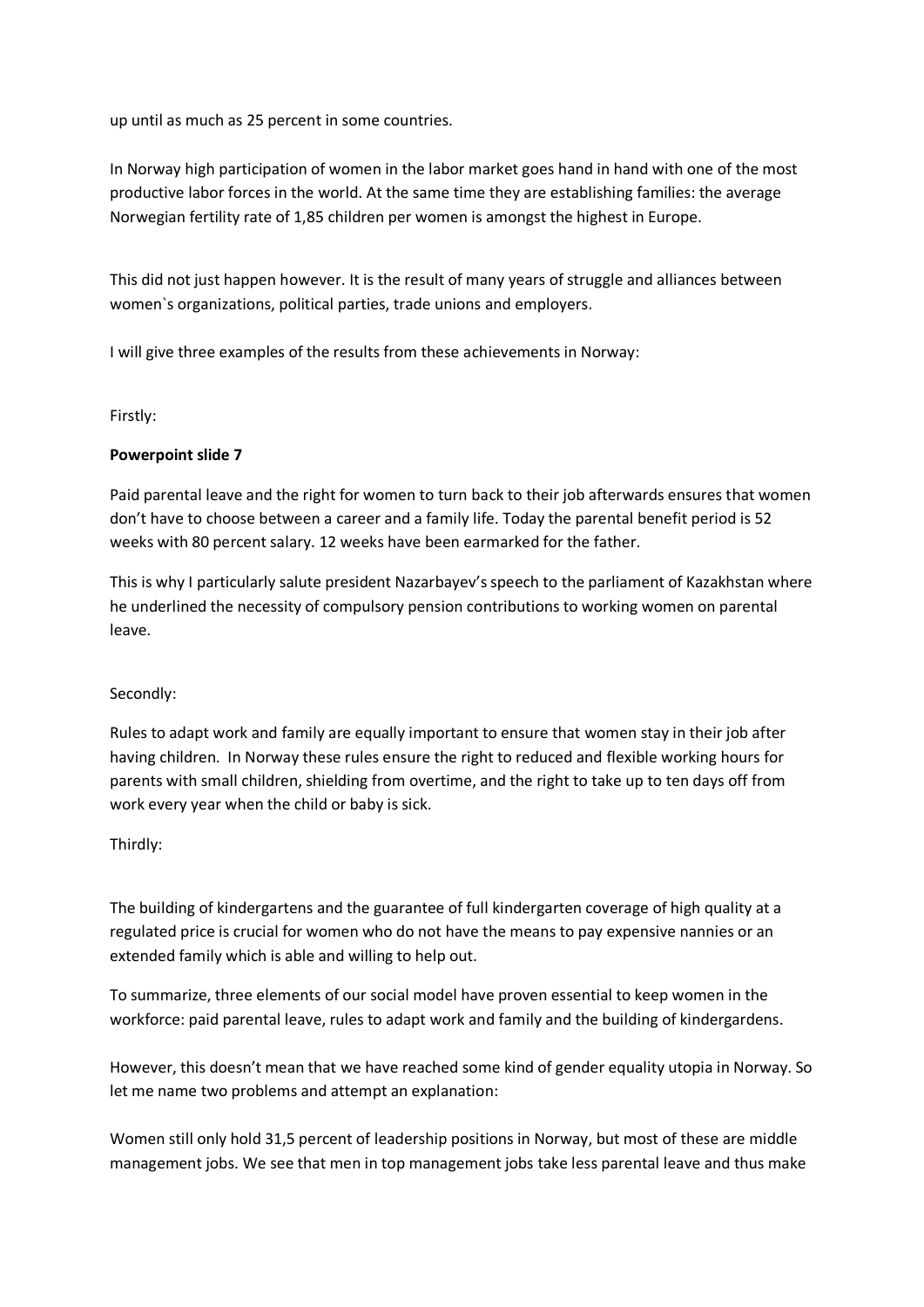up until as much as 25 percent in some countries.

In Norway high participation of women in the labor market goes hand in hand with one of the most productive labor forces in the world. At the same time they are establishing families: the average Norwegian fertility rate of 1,85 children per women is amongst the highest in Europe.

This did not just happen however. It is the result of many years of struggle and alliances between women`s organizations, political parties, trade unions and employers.

I will give three examples of the results from these achievements in Norway:

Firstly:

**Powerpoint slide 7**

Paid parental leave and the right for women to turn back to their job afterwards ensures that women don't have to choose between a career and a family life. Today the parental benefit period is 52 weeks with 80 percent salary. 12 weeks have been earmarked for the father.

This is why I particularly salute president Nazarbayev's speech to the parliament of Kazakhstan where he underlined the necessity of compulsory pension contributions to working women on parental leave.

Secondly:

Rules to adapt work and family are equally important to ensure that women stay in their job after having children. In Norway these rules ensure the right to reduced and flexible working hours for parents with small children, shielding from overtime, and the right to take up to ten days off from work every year when the child or baby is sick.

Thirdly:

The building of kindergartens and the guarantee of full kindergarten coverage of high quality at a regulated price is crucial for women who do not have the means to pay expensive nannies or an extended family which is able and willing to help out.

To summarize, three elements of our social model have proven essential to keep women in the workforce: paid parental leave, rules to adapt work and family and the building of kindergardens.

However, this doesn't mean that we have reached some kind of gender equality utopia in Norway. So let me name two problems and attempt an explanation:

Women still only hold 31,5 percent of leadership positions in Norway, but most of these are middle management jobs. We see that men in top management jobs take less parental leave and thus make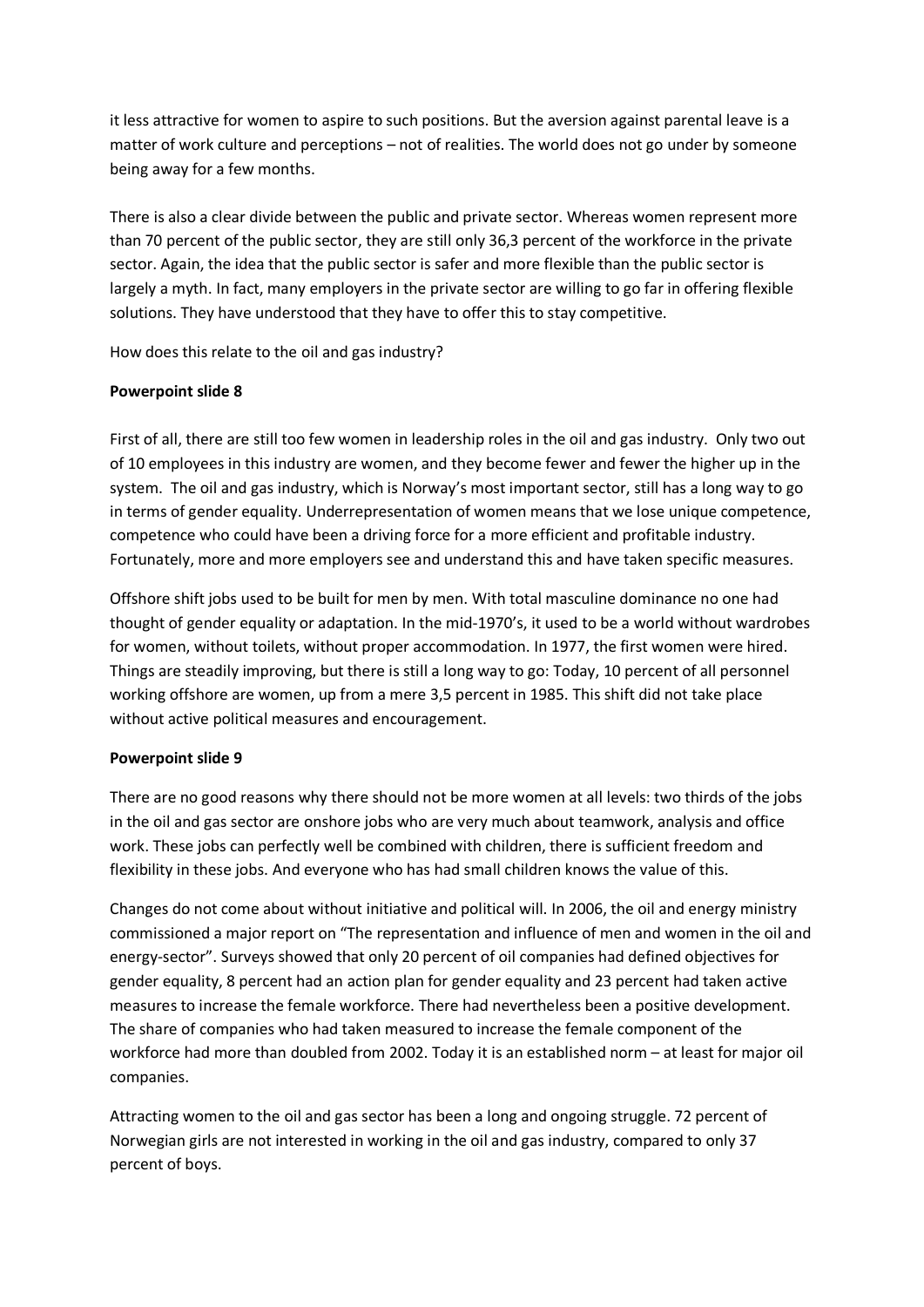it less attractive for women to aspire to such positions. But the aversion against parental leave is a matter of work culture and perceptions – not of realities. The world does not go under by someone being away for a few months.

There is also a clear divide between the public and private sector. Whereas women represent more than 70 percent of the public sector, they are still only 36,3 percent of the workforce in the private sector. Again, the idea that the public sector is safer and more flexible than the public sector is largely a myth. In fact, many employers in the private sector are willing to go far in offering flexible solutions. They have understood that they have to offer this to stay competitive.

How does this relate to the oil and gas industry?

**Powerpoint slide 8**

First of all, there are still too few women in leadership roles in the oil and gas industry. Only two out of 10 employees in this industry are women, and they become fewer and fewer the higher up in the system. The oil and gas industry, which is Norway's most important sector, still has a long way to go in terms of gender equality. Underrepresentation of women means that we lose unique competence, competence who could have been a driving force for a more efficient and profitable industry. Fortunately, more and more employers see and understand this and have taken specific measures.

Offshore shift jobs used to be built for men by men. With total masculine dominance no one had thought of gender equality or adaptation. In the mid-1970's, it used to be a world without wardrobes for women, without toilets, without proper accommodation. In 1977, the first women were hired. Things are steadily improving, but there is still a long way to go: Today, 10 percent of all personnel working offshore are women, up from a mere 3,5 percent in 1985. This shift did not take place without active political measures and encouragement.

**Powerpoint slide 9**

There are no good reasons why there should not be more women at all levels: two thirds of the jobs in the oil and gas sector are onshore jobs who are very much about teamwork, analysis and office work. These jobs can perfectly well be combined with children, there is sufficient freedom and flexibility in these jobs. And everyone who has had small children knows the value of this.

Changes do not come about without initiative and political will. In 2006, the oil and energy ministry commissioned a major report on "The representation and influence of men and women in the oil and energy-sector". Surveys showed that only 20 percent of oil companies had defined objectives for gender equality, 8 percent had an action plan for gender equality and 23 percent had taken active measures to increase the female workforce. There had nevertheless been a positive development. The share of companies who had taken measured to increase the female component of the workforce had more than doubled from 2002. Today it is an established norm – at least for major oil companies.

Attracting women to the oil and gas sector has been a long and ongoing struggle. 72 percent of Norwegian girls are not interested in working in the oil and gas industry, compared to only 37 percent of boys.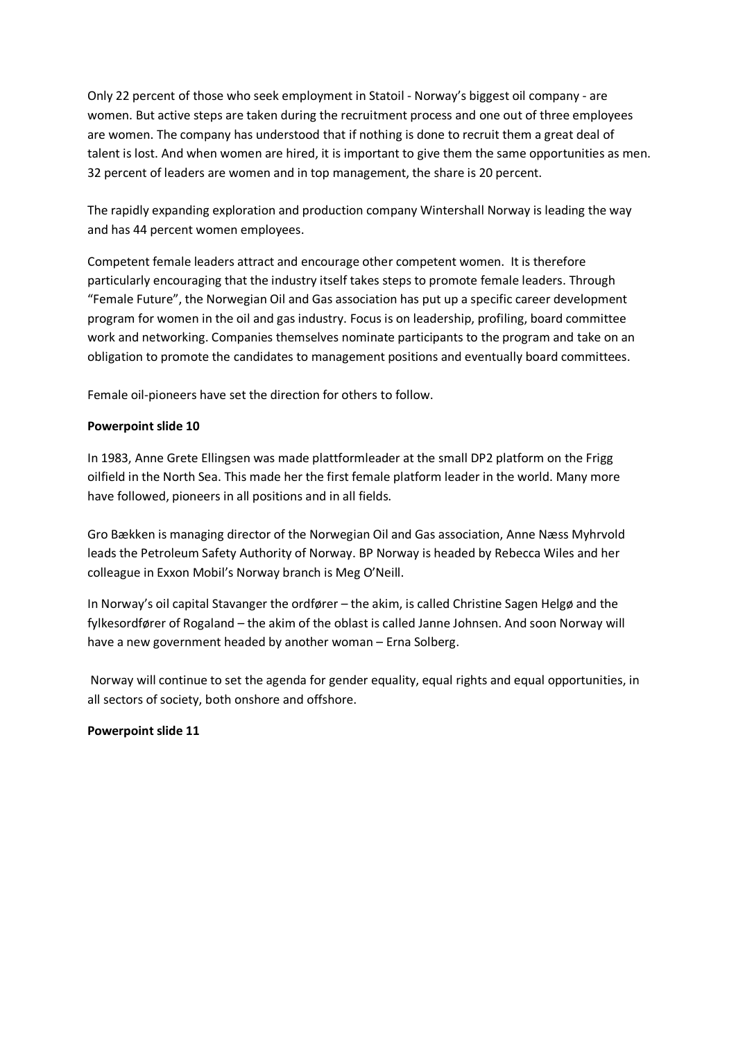Only 22 percent of those who seek employment in Statoil - Norway's biggest oil company - are women. But active steps are taken during the recruitment process and one out of three employees are women. The company has understood that if nothing is done to recruit them a great deal of talent is lost. And when women are hired, it is important to give them the same opportunities as men. 32 percent of leaders are women and in top management, the share is 20 percent.

The rapidly expanding exploration and production company Wintershall Norway is leading the way and has 44 percent women employees.

Competent female leaders attract and encourage other competent women. It is therefore particularly encouraging that the industry itself takes steps to promote female leaders. Through "Female Future", the Norwegian Oil and Gas association has put up a specific career development program for women in the oil and gas industry. Focus is on leadership, profiling, board committee work and networking. Companies themselves nominate participants to the program and take on an obligation to promote the candidates to management positions and eventually board committees.

Female oil-pioneers have set the direction for others to follow.

**Powerpoint slide 10**

In 1983, Anne Grete Ellingsen was made plattformleader at the small DP2 platform on the Frigg oilfield in the North Sea. This made her the first female platform leader in the world. Many more have followed, pioneers in all positions and in all fields.

Gro Bækken is managing director of the Norwegian Oil and Gas association, Anne Næss Myhrvold leads the Petroleum Safety Authority of Norway. BP Norway is headed by Rebecca Wiles and her colleague in Exxon Mobil's Norway branch is Meg O'Neill.

In Norway's oil capital Stavanger the ordfører – the akim, is called Christine Sagen Helgø and the fylkesordfører of Rogaland – the akim of the oblast is called Janne Johnsen. And soon Norway will have a new government headed by another woman – Erna Solberg.

Norway will continue to set the agenda for gender equality, equal rights and equal opportunities, in all sectors of society, both onshore and offshore.

**Powerpoint slide 11**